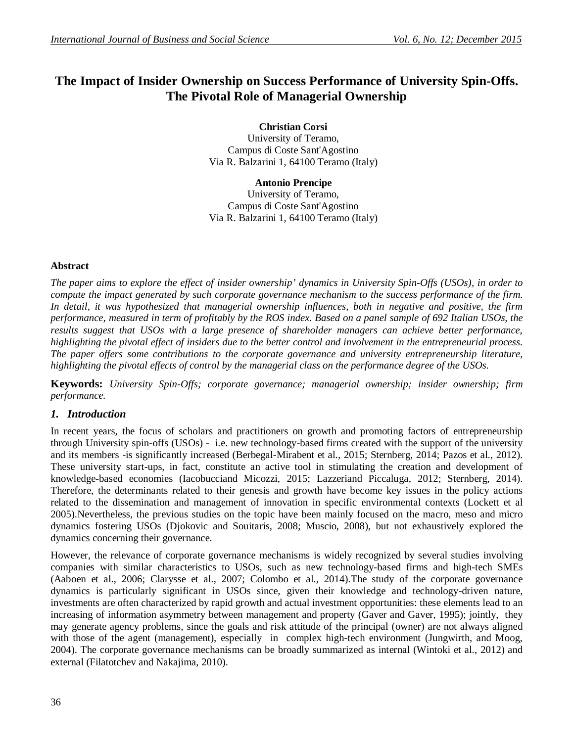# The Impact of Insider Ownership on Success Performance of University Spin-Offs. The Pivotal Role of Managerial Ownership

**Christian Corsi**
University of Teramo,
Campus di Coste Sant'Agostino
Via R. Balzarini 1, 64100 Teramo (Italy)

**Antonio Prencipe**
University of Teramo,
Campus di Coste Sant'Agostino
Via R. Balzarini 1, 64100 Teramo (Italy)

## Abstract

*The paper aims to explore the effect of insider ownership' dynamics in University Spin-Offs (USOs), in order to compute the impact generated by such corporate governance mechanism to the success performance of the firm. In detail, it was hypothesized that managerial ownership influences, both in negative and positive, the firm performance, measured in term of profitably by the ROS index. Based on a panel sample of 692 Italian USOs, the results suggest that USOs with a large presence of shareholder managers can achieve better performance, highlighting the pivotal effect of insiders due to the better control and involvement in the entrepreneurial process. The paper offers some contributions to the corporate governance and university entrepreneurship literature, highlighting the pivotal effects of control by the managerial class on the performance degree of the USOs.*

**Keywords:** *University Spin-Offs; corporate governance; managerial ownership; insider ownership; firm performance.*

## 1. Introduction

In recent years, the focus of scholars and practitioners on growth and promoting factors of entrepreneurship through University spin-offs (USOs) - i.e. new technology-based firms created with the support of the university and its members -is significantly increased (Berbegal-Mirabent et al., 2015; Sternberg, 2014; Pazos et al., 2012). These university start-ups, in fact, constitute an active tool in stimulating the creation and development of knowledge-based economies (Iacobucciand Micozzi, 2015; Lazzeriand Piccaluga, 2012; Sternberg, 2014). Therefore, the determinants related to their genesis and growth have become key issues in the policy actions related to the dissemination and management of innovation in specific environmental contexts (Lockett et al 2005).Nevertheless, the previous studies on the topic have been mainly focused on the macro, meso and micro dynamics fostering USOs (Djokovic and Souitaris, 2008; Muscio, 2008), but not exhaustively explored the dynamics concerning their governance.

However, the relevance of corporate governance mechanisms is widely recognized by several studies involving companies with similar characteristics to USOs, such as new technology-based firms and high-tech SMEs (Aaboen et al., 2006; Clarysse et al., 2007; Colombo et al., 2014).The study of the corporate governance dynamics is particularly significant in USOs since, given their knowledge and technology-driven nature, investments are often characterized by rapid growth and actual investment opportunities: these elements lead to an increasing of information asymmetry between management and property (Gaver and Gaver, 1995); jointly, they may generate agency problems, since the goals and risk attitude of the principal (owner) are not always aligned with those of the agent (management), especially in complex high-tech environment (Jungwirth, and Moog, 2004). The corporate governance mechanisms can be broadly summarized as internal (Wintoki et al., 2012) and external (Filatotchev and Nakajima, 2010).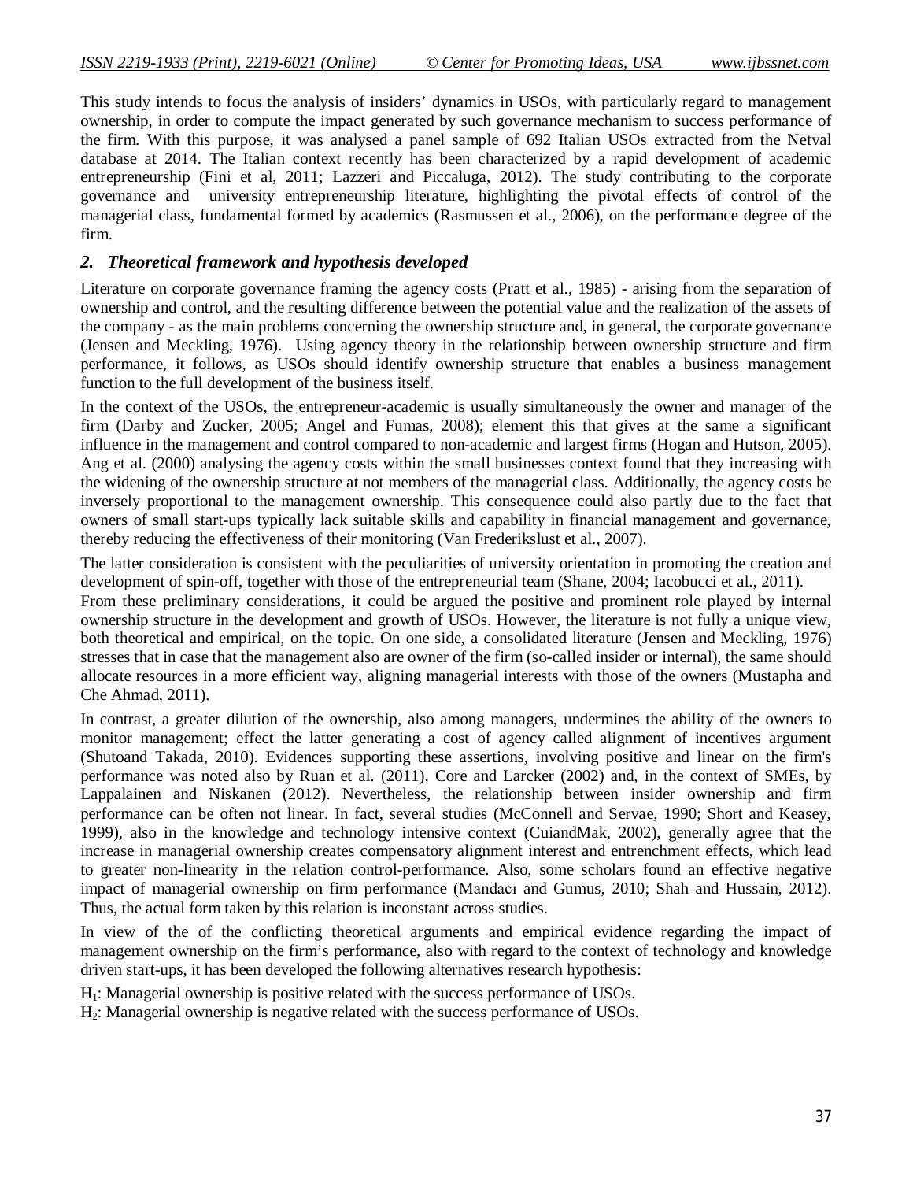This study intends to focus the analysis of insiders' dynamics in USOs, with particularly regard to management ownership, in order to compute the impact generated by such governance mechanism to success performance of the firm. With this purpose, it was analysed a panel sample of 692 Italian USOs extracted from the Netval database at 2014. The Italian context recently has been characterized by a rapid development of academic entrepreneurship (Fini et al, 2011; Lazzeri and Piccaluga, 2012). The study contributing to the corporate governance and university entrepreneurship literature, highlighting the pivotal effects of control of the managerial class, fundamental formed by academics (Rasmussen et al., 2006), on the performance degree of the firm.

## 2. Theoretical framework and hypothesis developed

Literature on corporate governance framing the agency costs (Pratt et al., 1985) - arising from the separation of ownership and control, and the resulting difference between the potential value and the realization of the assets of the company - as the main problems concerning the ownership structure and, in general, the corporate governance (Jensen and Meckling, 1976). Using agency theory in the relationship between ownership structure and firm performance, it follows, as USOs should identify ownership structure that enables a business management function to the full development of the business itself.

In the context of the USOs, the entrepreneur-academic is usually simultaneously the owner and manager of the firm (Darby and Zucker, 2005; Angel and Fumas, 2008); element this that gives at the same a significant influence in the management and control compared to non-academic and largest firms (Hogan and Hutson, 2005). Ang et al. (2000) analysing the agency costs within the small businesses context found that they increasing with the widening of the ownership structure at not members of the managerial class. Additionally, the agency costs be inversely proportional to the management ownership. This consequence could also partly due to the fact that owners of small start-ups typically lack suitable skills and capability in financial management and governance, thereby reducing the effectiveness of their monitoring (Van Frederikslust et al., 2007).

The latter consideration is consistent with the peculiarities of university orientation in promoting the creation and development of spin-off, together with those of the entrepreneurial team (Shane, 2004; Iacobucci et al., 2011). From these preliminary considerations, it could be argued the positive and prominent role played by internal ownership structure in the development and growth of USOs. However, the literature is not fully a unique view, both theoretical and empirical, on the topic. On one side, a consolidated literature (Jensen and Meckling, 1976) stresses that in case that the management also are owner of the firm (so-called insider or internal), the same should allocate resources in a more efficient way, aligning managerial interests with those of the owners (Mustapha and Che Ahmad, 2011).

In contrast, a greater dilution of the ownership, also among managers, undermines the ability of the owners to monitor management; effect the latter generating a cost of agency called alignment of incentives argument (Shutoand Takada, 2010). Evidences supporting these assertions, involving positive and linear on the firm's performance was noted also by Ruan et al. (2011), Core and Larcker (2002) and, in the context of SMEs, by Lappalainen and Niskanen (2012). Nevertheless, the relationship between insider ownership and firm performance can be often not linear. In fact, several studies (McConnell and Servae, 1990; Short and Keasey, 1999), also in the knowledge and technology intensive context (CuiandMak, 2002), generally agree that the increase in managerial ownership creates compensatory alignment interest and entrenchment effects, which lead to greater non-linearity in the relation control-performance. Also, some scholars found an effective negative impact of managerial ownership on firm performance (Mandacı and Gumus, 2010; Shah and Hussain, 2012). Thus, the actual form taken by this relation is inconstant across studies.

In view of the of the conflicting theoretical arguments and empirical evidence regarding the impact of management ownership on the firm's performance, also with regard to the context of technology and knowledge driven start-ups, it has been developed the following alternatives research hypothesis:

$H_1$: Managerial ownership is positive related with the success performance of USOs.

$H_2$: Managerial ownership is negative related with the success performance of USOs.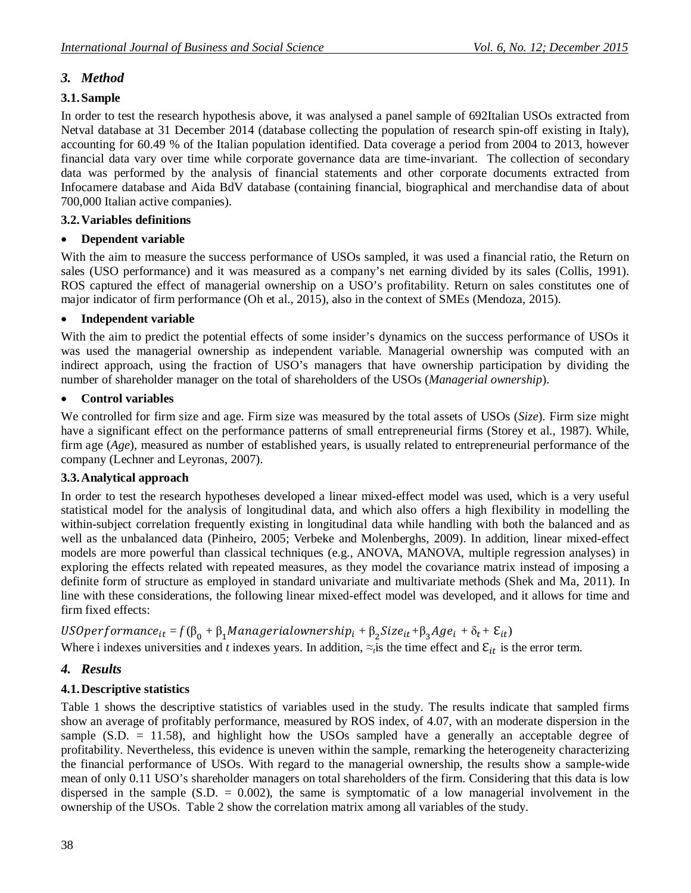## 3. Method

### 3.1. Sample

In order to test the research hypothesis above, it was analysed a panel sample of 692Italian USOs extracted from Netval database at 31 December 2014 (database collecting the population of research spin-off existing in Italy), accounting for 60.49 % of the Italian population identified. Data coverage a period from 2004 to 2013, however financial data vary over time while corporate governance data are time-invariant. The collection of secondary data was performed by the analysis of financial statements and other corporate documents extracted from Infocamere database and Aida BdV database (containing financial, biographical and merchandise data of about 700,000 Italian active companies).

### 3.2. Variables definitions

- **Dependent variable**

With the aim to measure the success performance of USOs sampled, it was used a financial ratio, the Return on sales (USO performance) and it was measured as a company's net earning divided by its sales (Collis, 1991). ROS captured the effect of managerial ownership on a USO's profitability. Return on sales constitutes one of major indicator of firm performance (Oh et al., 2015), also in the context of SMEs (Mendoza, 2015).

- **Independent variable**

With the aim to predict the potential effects of some insider's dynamics on the success performance of USOs it was used the managerial ownership as independent variable. Managerial ownership was computed with an indirect approach, using the fraction of USO's managers that have ownership participation by dividing the number of shareholder manager on the total of shareholders of the USOs (*Managerial ownership*).

- **Control variables**

We controlled for firm size and age. Firm size was measured by the total assets of USOs (*Size*). Firm size might have a significant effect on the performance patterns of small entrepreneurial firms (Storey et al., 1987). While, firm age (*Age*), measured as number of established years, is usually related to entrepreneurial performance of the company (Lechner and Leyronas, 2007).

### 3.3. Analytical approach

In order to test the research hypotheses developed a linear mixed-effect model was used, which is a very useful statistical model for the analysis of longitudinal data, and which also offers a high flexibility in modelling the within-subject correlation frequently existing in longitudinal data while handling with both the balanced and as well as the unbalanced data (Pinheiro, 2005; Verbeke and Molenberghs, 2009). In addition, linear mixed-effect models are more powerful than classical techniques (e.g., ANOVA, MANOVA, multiple regression analyses) in exploring the effects related with repeated measures, as they model the covariance matrix instead of imposing a definite form of structure as employed in standard univariate and multivariate methods (Shek and Ma, 2011). In line with these considerations, the following linear mixed-effect model was developed, and it allows for time and firm fixed effects:

$$USOperformance_{it} = f(\beta_0 + \beta_1 Managerialownership_i + \beta_2 Size_{it} + \beta_3 Age_i + \delta_t + \varepsilon_{it})$$

Where i indexes universities and *t* indexes years. In addition, $\approx_i$is the time effect and $\varepsilon_{it}$ is the error term.

## 4. Results

### 4.1. Descriptive statistics

Table 1 shows the descriptive statistics of variables used in the study. The results indicate that sampled firms show an average of profitably performance, measured by ROS index, of 4.07, with an moderate dispersion in the sample (S.D. = 11.58), and highlight how the USOs sampled have a generally an acceptable degree of profitability. Nevertheless, this evidence is uneven within the sample, remarking the heterogeneity characterizing the financial performance of USOs. With regard to the managerial ownership, the results show a sample-wide mean of only 0.11 USO's shareholder managers on total shareholders of the firm. Considering that this data is low dispersed in the sample (S.D. = 0.002), the same is symptomatic of a low managerial involvement in the ownership of the USOs. Table 2 show the correlation matrix among all variables of the study.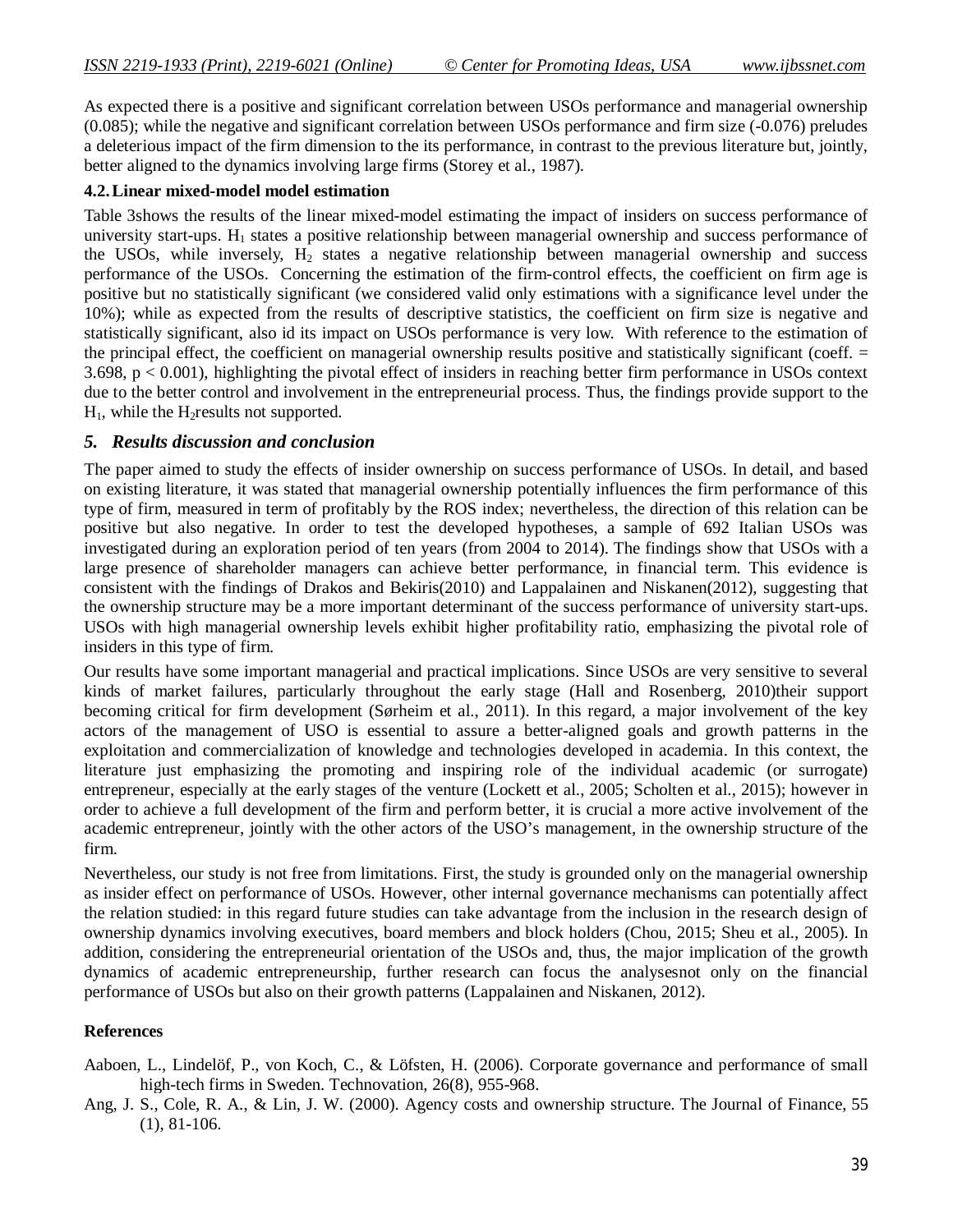As expected there is a positive and significant correlation between USOs performance and managerial ownership (0.085); while the negative and significant correlation between USOs performance and firm size (-0.076) preludes a deleterious impact of the firm dimension to the its performance, in contrast to the previous literature but, jointly, better aligned to the dynamics involving large firms (Storey et al., 1987).

### 4.2. Linear mixed-model model estimation

Table 3shows the results of the linear mixed-model estimating the impact of insiders on success performance of university start-ups. $H_1$ states a positive relationship between managerial ownership and success performance of the USOs, while inversely, $H_2$ states a negative relationship between managerial ownership and success performance of the USOs. Concerning the estimation of the firm-control effects, the coefficient on firm age is positive but no statistically significant (we considered valid only estimations with a significance level under the 10%); while as expected from the results of descriptive statistics, the coefficient on firm size is negative and statistically significant, also id its impact on USOs performance is very low. With reference to the estimation of the principal effect, the coefficient on managerial ownership results positive and statistically significant (coeff. = 3.698, $p < 0.001$), highlighting the pivotal effect of insiders in reaching better firm performance in USOs context due to the better control and involvement in the entrepreneurial process. Thus, the findings provide support to the $H_1$, while the $H_2$results not supported.

## *5. Results discussion and conclusion*

The paper aimed to study the effects of insider ownership on success performance of USOs. In detail, and based on existing literature, it was stated that managerial ownership potentially influences the firm performance of this type of firm, measured in term of profitably by the ROS index; nevertheless, the direction of this relation can be positive but also negative. In order to test the developed hypotheses, a sample of 692 Italian USOs was investigated during an exploration period of ten years (from 2004 to 2014). The findings show that USOs with a large presence of shareholder managers can achieve better performance, in financial term. This evidence is consistent with the findings of Drakos and Bekiris(2010) and Lappalainen and Niskanen(2012), suggesting that the ownership structure may be a more important determinant of the success performance of university start-ups. USOs with high managerial ownership levels exhibit higher profitability ratio, emphasizing the pivotal role of insiders in this type of firm.

Our results have some important managerial and practical implications. Since USOs are very sensitive to several kinds of market failures, particularly throughout the early stage (Hall and Rosenberg, 2010)their support becoming critical for firm development (Sørheim et al., 2011). In this regard, a major involvement of the key actors of the management of USO is essential to assure a better-aligned goals and growth patterns in the exploitation and commercialization of knowledge and technologies developed in academia. In this context, the literature just emphasizing the promoting and inspiring role of the individual academic (or surrogate) entrepreneur, especially at the early stages of the venture (Lockett et al., 2005; Scholten et al., 2015); however in order to achieve a full development of the firm and perform better, it is crucial a more active involvement of the academic entrepreneur, jointly with the other actors of the USO's management, in the ownership structure of the firm.

Nevertheless, our study is not free from limitations. First, the study is grounded only on the managerial ownership as insider effect on performance of USOs. However, other internal governance mechanisms can potentially affect the relation studied: in this regard future studies can take advantage from the inclusion in the research design of ownership dynamics involving executives, board members and block holders (Chou, 2015; Sheu et al., 2005). In addition, considering the entrepreneurial orientation of the USOs and, thus, the major implication of the growth dynamics of academic entrepreneurship, further research can focus the analysesnot only on the financial performance of USOs but also on their growth patterns (Lappalainen and Niskanen, 2012).

**References**

Aaboen, L., Lindelöf, P., von Koch, C., & Löfsten, H. (2006). Corporate governance and performance of small high-tech firms in Sweden. Technovation, 26(8), 955-968.

Ang, J. S., Cole, R. A., & Lin, J. W. (2000). Agency costs and ownership structure. The Journal of Finance, 55 (1), 81-106.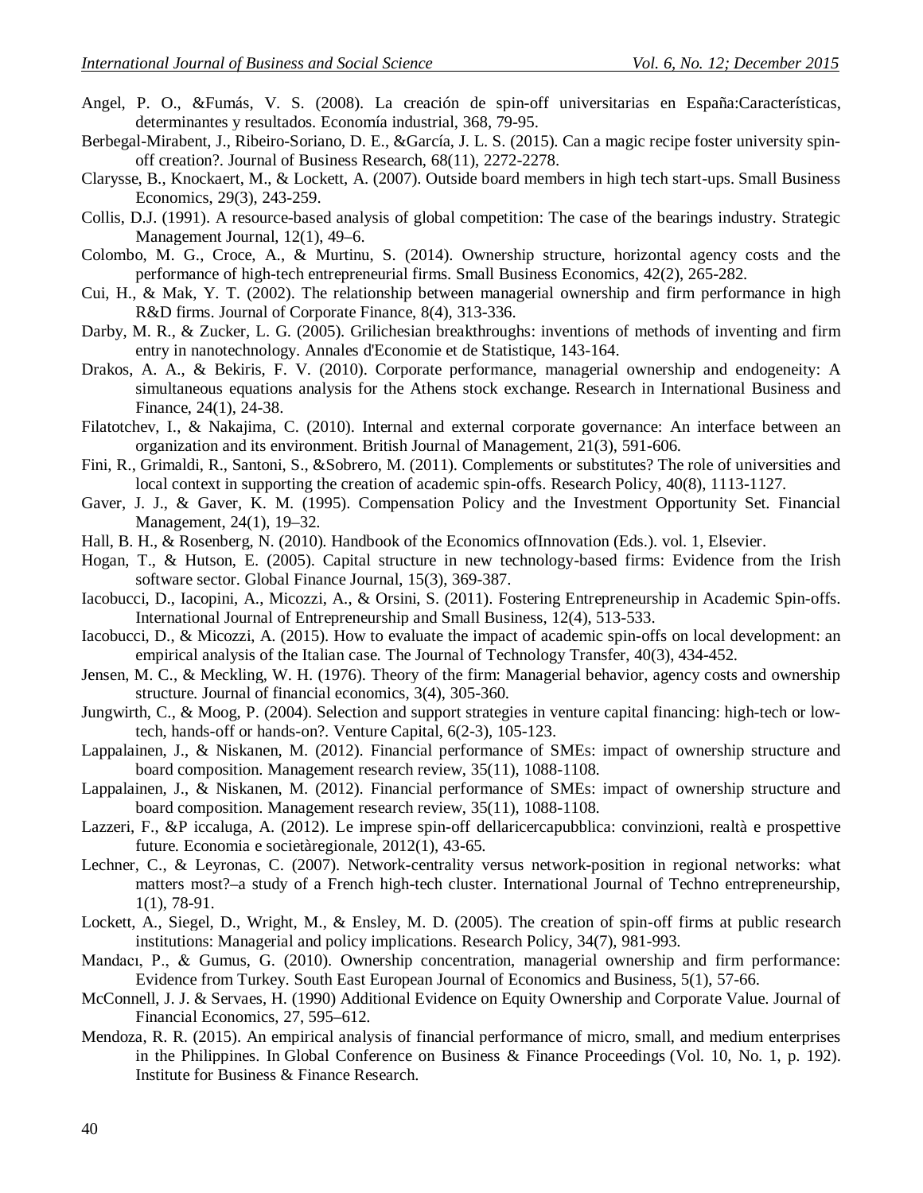Angel, P. O., &Fumás, V. S. (2008). La creación de spin-off universitarias en España:Características, determinantes y resultados. Economía industrial, 368, 79-95.

Berbegal-Mirabent, J., Ribeiro-Soriano, D. E., &García, J. L. S. (2015). Can a magic recipe foster university spin-off creation?. Journal of Business Research, 68(11), 2272-2278.

Clarysse, B., Knockaert, M., & Lockett, A. (2007). Outside board members in high tech start-ups. Small Business Economics, 29(3), 243-259.

Collis, D.J. (1991). A resource-based analysis of global competition: The case of the bearings industry. Strategic Management Journal, 12(1), 49–6.

Colombo, M. G., Croce, A., & Murtinu, S. (2014). Ownership structure, horizontal agency costs and the performance of high-tech entrepreneurial firms. Small Business Economics, 42(2), 265-282.

Cui, H., & Mak, Y. T. (2002). The relationship between managerial ownership and firm performance in high R&D firms. Journal of Corporate Finance, 8(4), 313-336.

Darby, M. R., & Zucker, L. G. (2005). Grilichesian breakthroughs: inventions of methods of inventing and firm entry in nanotechnology. Annales d'Economie et de Statistique, 143-164.

Drakos, A. A., & Bekiris, F. V. (2010). Corporate performance, managerial ownership and endogeneity: A simultaneous equations analysis for the Athens stock exchange. Research in International Business and Finance, 24(1), 24-38.

Filatotchev, I., & Nakajima, C. (2010). Internal and external corporate governance: An interface between an organization and its environment. British Journal of Management, 21(3), 591-606.

Fini, R., Grimaldi, R., Santoni, S., &Sobrero, M. (2011). Complements or substitutes? The role of universities and local context in supporting the creation of academic spin-offs. Research Policy, 40(8), 1113-1127.

Gaver, J. J., & Gaver, K. M. (1995). Compensation Policy and the Investment Opportunity Set. Financial Management, 24(1), 19–32.

Hall, B. H., & Rosenberg, N. (2010). Handbook of the Economics ofInnovation (Eds.). vol. 1, Elsevier.

Hogan, T., & Hutson, E. (2005). Capital structure in new technology-based firms: Evidence from the Irish software sector. Global Finance Journal, 15(3), 369-387.

Iacobucci, D., Iacopini, A., Micozzi, A., & Orsini, S. (2011). Fostering Entrepreneurship in Academic Spin-offs. International Journal of Entrepreneurship and Small Business, 12(4), 513-533.

Iacobucci, D., & Micozzi, A. (2015). How to evaluate the impact of academic spin-offs on local development: an empirical analysis of the Italian case. The Journal of Technology Transfer, 40(3), 434-452.

Jensen, M. C., & Meckling, W. H. (1976). Theory of the firm: Managerial behavior, agency costs and ownership structure. Journal of financial economics, 3(4), 305-360.

Jungwirth, C., & Moog, P. (2004). Selection and support strategies in venture capital financing: high-tech or low-tech, hands-off or hands-on?. Venture Capital, 6(2-3), 105-123.

Lappalainen, J., & Niskanen, M. (2012). Financial performance of SMEs: impact of ownership structure and board composition. Management research review, 35(11), 1088-1108.

Lappalainen, J., & Niskanen, M. (2012). Financial performance of SMEs: impact of ownership structure and board composition. Management research review, 35(11), 1088-1108.

Lazzeri, F., &P iccaluga, A. (2012). Le imprese spin-off dellaricercapubblica: convinzioni, realtà e prospettive future. Economia e societàregionale, 2012(1), 43-65.

Lechner, C., & Leyronas, C. (2007). Network-centrality versus network-position in regional networks: what matters most?–a study of a French high-tech cluster. International Journal of Techno entrepreneurship, 1(1), 78-91.

Lockett, A., Siegel, D., Wright, M., & Ensley, M. D. (2005). The creation of spin-off firms at public research institutions: Managerial and policy implications. Research Policy, 34(7), 981-993.

Mandacı, P., & Gumus, G. (2010). Ownership concentration, managerial ownership and firm performance: Evidence from Turkey. South East European Journal of Economics and Business, 5(1), 57-66.

McConnell, J. J. & Servaes, H. (1990) Additional Evidence on Equity Ownership and Corporate Value. Journal of Financial Economics, 27, 595–612.

Mendoza, R. R. (2015). An empirical analysis of financial performance of micro, small, and medium enterprises in the Philippines. In Global Conference on Business & Finance Proceedings (Vol. 10, No. 1, p. 192). Institute for Business & Finance Research.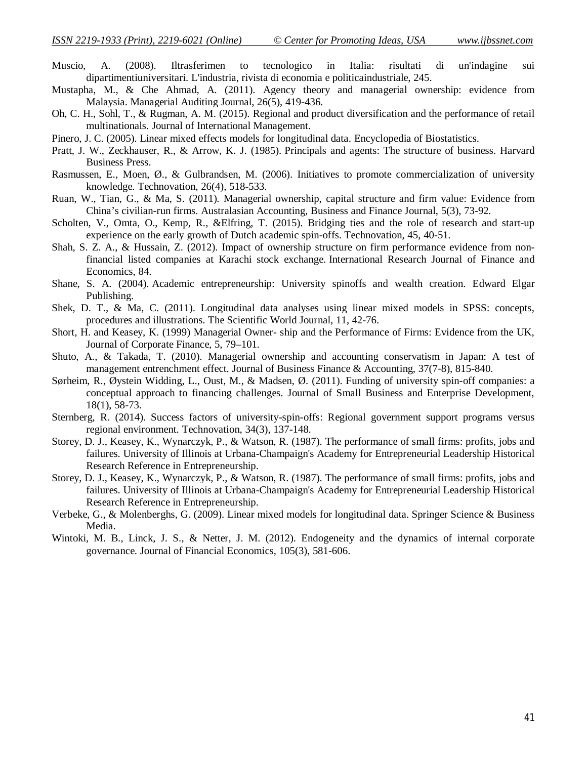Muscio, A. (2008). Iltrasferimen to tecnologico in Italia: risultati di un'indagine sui dipartimentiuniversitari. L'industria, rivista di economia e politicaindustriale, 245.

Mustapha, M., & Che Ahmad, A. (2011). Agency theory and managerial ownership: evidence from Malaysia. Managerial Auditing Journal, 26(5), 419-436.

Oh, C. H., Sohl, T., & Rugman, A. M. (2015). Regional and product diversification and the performance of retail multinationals. Journal of International Management.

Pinero, J. C. (2005). Linear mixed effects models for longitudinal data. Encyclopedia of Biostatistics.

Pratt, J. W., Zeckhauser, R., & Arrow, K. J. (1985). Principals and agents: The structure of business. Harvard Business Press.

Rasmussen, E., Moen, Ø., & Gulbrandsen, M. (2006). Initiatives to promote commercialization of university knowledge. Technovation, 26(4), 518-533.

Ruan, W., Tian, G., & Ma, S. (2011). Managerial ownership, capital structure and firm value: Evidence from China's civilian-run firms. Australasian Accounting, Business and Finance Journal, 5(3), 73-92.

Scholten, V., Omta, O., Kemp, R., &Elfring, T. (2015). Bridging ties and the role of research and start-up experience on the early growth of Dutch academic spin-offs. Technovation, 45, 40-51.

Shah, S. Z. A., & Hussain, Z. (2012). Impact of ownership structure on firm performance evidence from non-financial listed companies at Karachi stock exchange. International Research Journal of Finance and Economics, 84.

Shane, S. A. (2004). Academic entrepreneurship: University spinoffs and wealth creation. Edward Elgar Publishing.

Shek, D. T., & Ma, C. (2011). Longitudinal data analyses using linear mixed models in SPSS: concepts, procedures and illustrations. The Scientific World Journal, 11, 42-76.

Short, H. and Keasey, K. (1999) Managerial Owner- ship and the Performance of Firms: Evidence from the UK, Journal of Corporate Finance, 5, 79–101.

Shuto, A., & Takada, T. (2010). Managerial ownership and accounting conservatism in Japan: A test of management entrenchment effect. Journal of Business Finance & Accounting, 37(7-8), 815-840.

Sørheim, R., Øystein Widding, L., Oust, M., & Madsen, Ø. (2011). Funding of university spin-off companies: a conceptual approach to financing challenges. Journal of Small Business and Enterprise Development, 18(1), 58-73.

Sternberg, R. (2014). Success factors of university-spin-offs: Regional government support programs versus regional environment. Technovation, 34(3), 137-148.

Storey, D. J., Keasey, K., Wynarczyk, P., & Watson, R. (1987). The performance of small firms: profits, jobs and failures. University of Illinois at Urbana-Champaign's Academy for Entrepreneurial Leadership Historical Research Reference in Entrepreneurship.

Storey, D. J., Keasey, K., Wynarczyk, P., & Watson, R. (1987). The performance of small firms: profits, jobs and failures. University of Illinois at Urbana-Champaign's Academy for Entrepreneurial Leadership Historical Research Reference in Entrepreneurship.

Verbeke, G., & Molenberghs, G. (2009). Linear mixed models for longitudinal data. Springer Science & Business Media.

Wintoki, M. B., Linck, J. S., & Netter, J. M. (2012). Endogeneity and the dynamics of internal corporate governance. Journal of Financial Economics, 105(3), 581-606.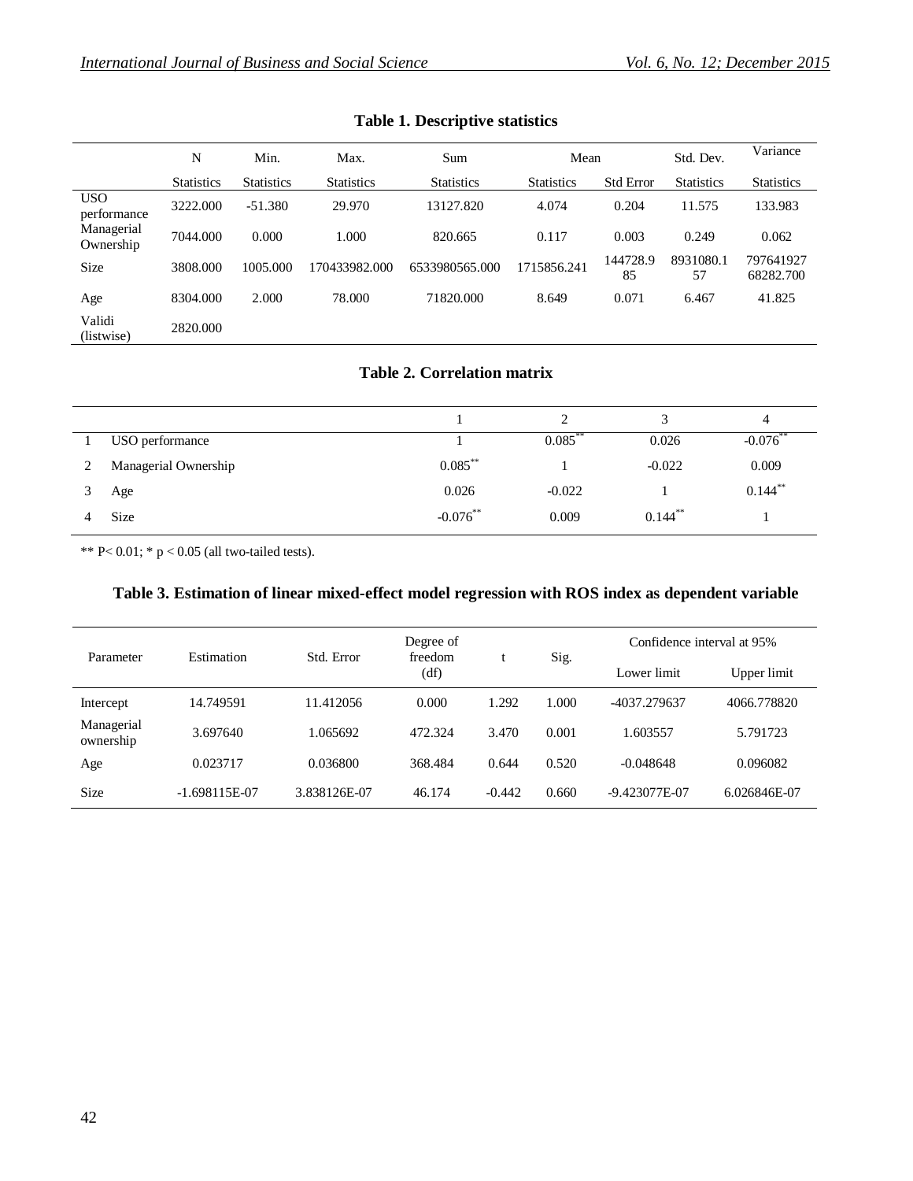**Table 1. Descriptive statistics**

| | N | Min. | Max. | Sum | Mean | | Std. Dev. | Variance |
|---|---|---|---|---|---|---|---|---|
| | Statistics | Statistics | Statistics | Statistics | Statistics | Std Error | Statistics | Statistics |
| USO performance | 3222.000 | -51.380 | 29.970 | 13127.820 | 4.074 | 0.204 | 11.575 | 133.983 |
| Managerial Ownership | 7044.000 | 0.000 | 1.000 | 820.665 | 0.117 | 0.003 | 0.249 | 0.062 |
| Size | 3808.000 | 1005.000 | 170433982.000 | 6533980565.000 | 1715856.241 | 144728.985 | 8931080.157 | 79764192768282.700 |
| Age | 8304.000 | 2.000 | 78.000 | 71820.000 | 8.649 | 0.071 | 6.467 | 41.825 |
| Validi (listwise) | 2820.000 | | | | | | | |

**Table 2. Correlation matrix**

| | | 1 | 2 | 3 | 4 |
|---|---|---|---|---|---|
| 1 | USO performance | 1 | 0.085** | 0.026 | -0.076** |
| 2 | Managerial Ownership | 0.085** | 1 | -0.022 | 0.009 |
| 3 | Age | 0.026 | -0.022 | 1 | 0.144** |
| 4 | Size | -0.076** | 0.009 | 0.144** | 1 |

** $P < 0.01$; * $p < 0.05$ (all two-tailed tests).

**Table 3. Estimation of linear mixed-effect model regression with ROS index as dependent variable**

| Parameter | Estimation | Std. Error | Degree of freedom (df) | t | Sig. | Confidence interval at 95% | |
|---|---|---|---|---|---|---|---|
| | | | | | | Lower limit | Upper limit |
| Intercept | 14.749591 | 11.412056 | 0.000 | 1.292 | 1.000 | -4037.279637 | 4066.778820 |
| Managerial ownership | 3.697640 | 1.065692 | 472.324 | 3.470 | 0.001 | 1.603557 | 5.791723 |
| Age | 0.023717 | 0.036800 | 368.484 | 0.644 | 0.520 | -0.048648 | 0.096082 |
| Size | -1.698115E-07 | 3.838126E-07 | 46.174 | -0.442 | 0.660 | -9.423077E-07 | 6.026846E-07 |